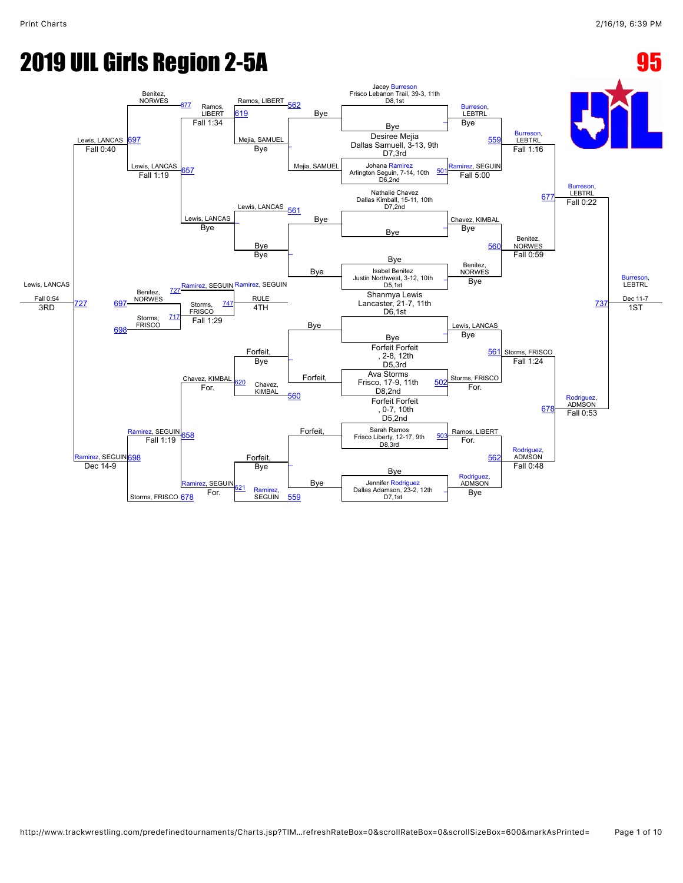# 2019 UIL Girls Region 2-5A

**95**

## Championship Bracket

| Seed | Wrestler |
| --- | --- |
| D8,1st | Jacey Burreson, Frisco Lebanon Trail, 39-3, 11th |
| — | Bye |
| D7,3rd | Desiree Mejia, Dallas Samuell, 3-13, 9th |
| D6,2nd | Johana Ramirez, Arlington Seguin, 7-14, 10th |
| D7,2nd | Nathalie Chavez, Dallas Kimball, 15-11, 10th |
| — | Bye |
| — | Bye |
| D5,1st | Isabel Benitez, Justin Northwest, 3-12, 10th |
| D6,1st | Shanmya Lewis, Lancaster, 21-7, 11th |
| — | Bye |
| D5,3rd | Forfeit Forfeit, 2-8, 12th |
| D8,2nd | Ava Storms, Frisco, 17-9, 11th |
| D5,2nd | Forfeit Forfeit, 0-7, 10th |
| D8,3rd | Sarah Ramos, Frisco Liberty, 12-17, 9th |
| — | Bye |
| D7,1st | Jennifer Rodriguez, Dallas Adamson, 23-2, 12th |

### First Round
- Burreson, LEBTRL – Bye
- Ramirez, SEGUIN – Fall 5:00 (501)
- Chavez, KIMBAL – Bye
- Benitez, NORWES – Bye
- Lewis, LANCAS – Bye
- Storms, FRISCO – For. (502)
- Ramos, LIBERT – For. (503)
- Rodriguez, ADMSON – Bye

### Quarterfinals
- Burreson, LEBTRL – Fall 1:16 (559)
- Benitez, NORWES – Fall 0:59 (560)
- Storms, FRISCO – Fall 1:24 (561)
- Rodriguez, ADMSON – Fall 0:48 (562)

### Semifinals
- Burreson, LEBTRL – Fall 0:22 (677)
- Rodriguez, ADMSON – Fall 0:53 (678)

### Final
- Burreson, LEBTRL – Dec 11-7 (737) – **1ST**

## Consolation Bracket

### Consolation First Round
- Ramos, LIBERT – Bye
- Mejia, SAMUEL – Bye
- Lewis, LANCAS – Bye
- Bye – Bye
- Forfeit, – Bye
- Chavez, KIMBAL – For. (560)
- Forfeit, – Bye
- Ramirez, SEGUIN – (559)

### Consolation Second Round
- Ramos, LIBERT – (562)
- Lewis, LANCAS – (561)
- Chavez, KIMBAL – For. (620)
- Ramirez, SEGUIN – For. (621)

### Consolation Third Round
- Ramos, LIBERT – Fall 1:34 (619)
- Lewis, LANCAS – Fall 1:19 (657)
- Ramirez, SEGUIN – Fall 1:19 (658)
- Storms, FRISCO (678)

### Consolation Quarterfinals
- Benitez, NORWES (677)
- Lewis, LANCAS – Fall 0:40 (697)
- Ramirez, SEGUIN – Dec 14-9 (698)

### Consolation Semifinals
- Lewis, LANCAS – Fall 0:54 (727) – **3RD**
- Benitez, NORWES (697) vs Storms, FRISCO (698) – Storms, FRISCO – Fall 1:29 (717)

### 4th Place
- Ramirez, SEGUIN (727) vs Storms, FRISCO (717) – Ramirez, SEGUIN – RULE (747) – **4TH**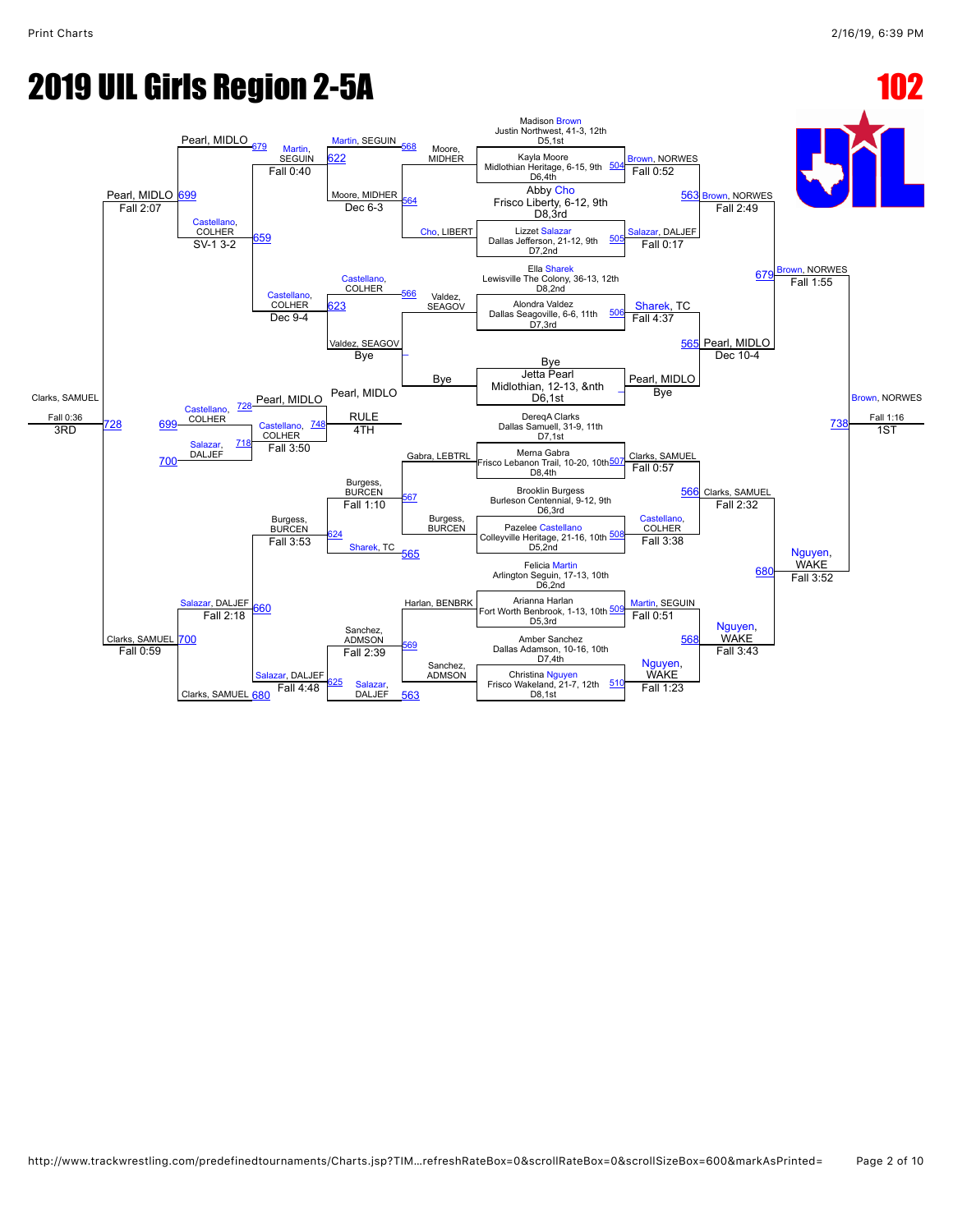# 2019 UIL Girls Region 2-5A

**102**

## Championship Bracket

### First Round

| Bout | Wrestler 1 | Wrestler 2 | Winner | Result |
|---|---|---|---|---|
| 504 | Madison Brown, Justin Northwest, 41-3, 12th, D5,1st | Kayla Moore, Midlothian Heritage, 6-15, 9th, D6,4th | Brown, NORWES | Fall 0:52 |
| 505 | Abby Cho, Frisco Liberty, 6-12, 9th, D8,3rd | Lizzet Salazar, Dallas Jefferson, 21-12, 9th, D7,2nd | Salazar, DALJEF | Fall 0:17 |
| 506 | Ella Sharek, Lewisville The Colony, 36-13, 12th, D8,2nd | Alondra Valdez, Dallas Seagoville, 6-6, 11th, D7,3rd | Sharek, TC | Fall 4:37 |
| — | Bye | Jetta Pearl, Midlothian, 12-13, &nth, D6,1st | Pearl, MIDLO | Bye |
| 507 | DereqA Clarks, Dallas Samuell, 31-9, 11th, D7,1st | Merna Gabra, Frisco Lebanon Trail, 10-20, 10th, D8,4th | Clarks, SAMUEL | Fall 0:57 |
| 508 | Brooklin Burgess, Burleson Centennial, 9-12, 9th, D6,3rd | Pazelee Castellano, Colleyville Heritage, 21-16, 10th, D5,2nd | Castellano, COLHER | Fall 3:38 |
| 509 | Felicia Martin, Arlington Seguin, 17-13, 10th, D6,2nd | Arianna Harlan, Fort Worth Benbrook, 1-13, 10th, D5,3rd | Martin, SEGUIN | Fall 0:51 |
| 510 | Amber Sanchez, Dallas Adamson, 10-16, 10th, D7,4th | Christina Nguyen, Frisco Wakeland, 21-7, 12th, D8,1st | Nguyen, WAKE | Fall 1:23 |

### Quarterfinals

| Bout | Winner | Result |
|---|---|---|
| 563 | Brown, NORWES | Fall 2:49 |
| 565 | Pearl, MIDLO | Dec 10-4 |
| 566 | Clarks, SAMUEL | Fall 2:32 |
| 568 | Nguyen, WAKE | Fall 3:43 |

### Semifinals

| Bout | Winner | Result |
|---|---|---|
| 679 | Brown, NORWES | Fall 1:55 |
| 680 | Nguyen, WAKE | Fall 3:52 |

### Final

| Bout | Winner | Result | Place |
|---|---|---|---|
| 738 | Brown, NORWES | Fall 1:16 | 1ST |

## Consolation Bracket

### Consolation First Round

| Bout | Wrestler 1 | Wrestler 2 | Winner | Result |
|---|---|---|---|---|
| 564 | Moore, MIDHER | Cho, LIBERT | Moore, MIDHER | Dec 6-3 |
| — | Valdez, SEAGOV | Bye | Valdez, SEAGOV | Bye |
| 567 | Gabra, LEBTRL | Burgess, BURCEN | Burgess, BURCEN | Fall 1:10 |
| 569 | Harlan, BENBRK | Sanchez, ADMSON | Sanchez, ADMSON | Fall 2:39 |

### Consolation Second Round

| Bout | Wrestler 1 | Wrestler 2 | Winner | Result |
|---|---|---|---|---|
| 622 | Martin, SEGUIN | Moore, MIDHER | Martin, SEGUIN | Fall 0:40 |
| 623 | Castellano, COLHER | Valdez, SEAGOV | Castellano, COLHER | Dec 9-4 |
| 624 | Burgess, BURCEN | Sharek, TC | Burgess, BURCEN | Fall 3:53 |
| 625 | Salazar, DALJEF | Sanchez, ADMSON | Salazar, DALJEF | Fall 4:48 |

### Consolation Quarterfinals

| Bout | Wrestler 1 | Wrestler 2 | Winner | Result |
|---|---|---|---|---|
| 659 | Pearl, MIDLO | Martin, SEGUIN / Castellano, COLHER | Castellano, COLHER | SV-1 3-2 |
| 660 | Salazar, DALJEF | Clarks, SAMUEL / Burgess, BURCEN | Salazar, DALJEF | Fall 2:18 |

### Consolation Semifinals

| Bout | Winner | Result |
|---|---|---|
| 699 | Pearl, MIDLO | Fall 2:07 |
| 700 | Clarks, SAMUEL | Fall 0:59 |

### 3rd Place

| Bout | Winner | Result | Place |
|---|---|---|---|
| 728 | Clarks, SAMUEL | Fall 0:36 | 3RD |

### 4th Place

| Bout | Wrestler 1 | Wrestler 2 | Winner | Result | Place |
|---|---|---|---|---|---|
| 718 | Castellano, COLHER | Salazar, DALJEF | Castellano, COLHER | | |
| 748 | Pearl, MIDLO | Castellano, COLHER | Pearl, MIDLO | RULE | 4TH |

Castellano, COLHER — Fall 3:50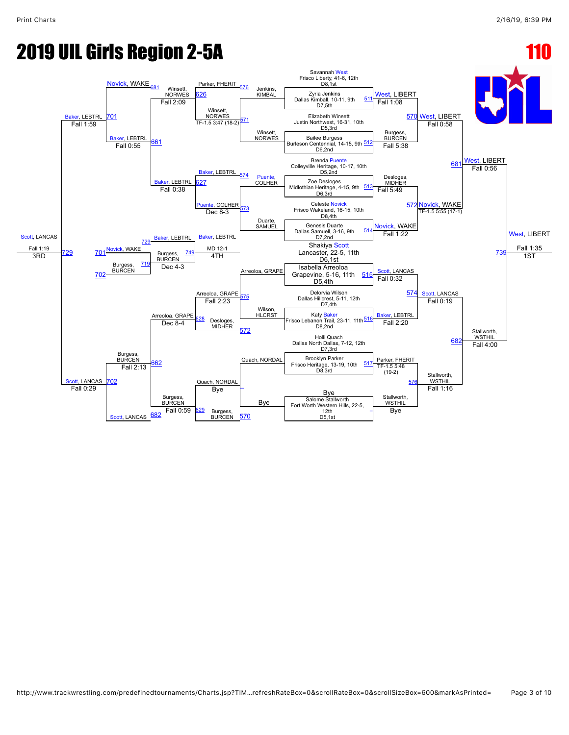# 2019 UIL Girls Region 2-5A

**110**

## Championship Bracket

### Seeds

- Savannah West, Frisco Liberty, 41-6, 12th (D8,1st)
- Zyria Jenkins, Dallas Kimball, 10-11, 9th (D7,5th)
- Elizabeth Winsett, Justin Northwest, 16-31, 10th (D5,3rd)
- Bailee Burgess, Burleson Centennial, 14-15, 9th (D6,2nd)
- Brenda Puente, Colleyville Heritage, 10-17, 10th (D5,2nd)
- Zoe Desloges, Midlothian Heritage, 4-15, 9th (D6,3rd)
- Celeste Novick, Frisco Wakeland, 16-15, 10th (D8,4th)
- Genesis Duarte, Dallas Samuell, 3-16, 9th (D7,2nd)
- Shakiya Scott, Lancaster, 22-5, 11th (D6,1st)
- Isabella Arreoloa, Grapevine, 5-16, 11th (D5,4th)
- Delorvia Wilson, Dallas Hillcrest, 5-11, 12th (D7,4th)
- Katy Baker, Frisco Lebanon Trail, 23-11, 11th (D8,2nd)
- Holli Quach, Dallas North Dallas, 7-12, 12th (D7,3rd)
- Brooklyn Parker, Frisco Heritage, 13-19, 10th (D8,3rd)
- Bye
- Salome Stallworth, Fort Worth Western Hills, 22-5, 12th (D5,1st)

### Round 1

- 511: West, LIBERT over Jenkins, KIMBAL — Fall 1:08
- 512: Burgess, BURCEN over Winsett, NORWES — Fall 5:38
- 513: Desloges, MIDHER over Puente, COLHER — Fall 5:49
- 514: Novick, WAKE over Duarte, SAMUEL — Fall 1:22
- 515: Scott, LANCAS over Arreoloa, GRAPE — Fall 0:32
- 516: Baker, LEBTRL over Wilson, HLCRST — Fall 2:20
- 517: Parker, FHERIT over Quach, NORDAL — TF-1.5 5:48 (19-2)
- Stallworth, WSTHIL — Bye

### Quarterfinals

- 570: West, LIBERT — Fall 0:58
- 572: Novick, WAKE — TF-1.5 5:55 (17-1)
- 574: Scott, LANCAS — Fall 0:19
- 576: Stallworth, WSTHIL — Fall 1:16

### Semifinals

- 681: West, LIBERT — Fall 0:56
- 682: Stallworth, WSTHIL — Fall 4:00

### Final

- 739: West, LIBERT — Fall 1:35 — **1ST**

## Consolation Bracket

### Consolation Round 1

- 570: Burgess, BURCEN over Bye (Jenkins, KIMBAL / Winsett, NORWES side: 571 Winsett, NORWES — TF-1.5 3:47 (18-2))
- 571: Winsett, NORWES over Jenkins, KIMBAL — TF-1.5 3:47 (18-2)
- 573: Puente, COLHER over Duarte, SAMUEL — Dec 8-3
- 575: Arreoloa, GRAPE over Wilson, HLCRST — Fall 2:23
- 570: Burgess, BURCEN — Bye (Quach, NORDAL — Bye)

### Consolation Round 2

- 576: Parker, FHERIT vs Winsett, NORWES → 626: Winsett, NORWES — Fall 2:09
- 574: Baker, LEBTRL vs Puente, COLHER → 627: Baker, LEBTRL — Fall 0:38
- 572: Desloges, MIDHER vs Arreoloa, GRAPE → 628: Arreoloa, GRAPE — Dec 8-4
- 570: Burgess, BURCEN vs Quach, NORDAL → 629: Burgess, BURCEN — Fall 0:59

### Consolation Quarterfinals

- 681: Novick, WAKE vs Winsett, NORWES → 661: Baker, LEBTRL — Fall 0:55
- 682: Scott, LANCAS vs Burgess, BURCEN → 662: Burgess, BURCEN — Fall 2:13

### Consolation Semifinals

- 701: Baker, LEBTRL — Fall 1:59
- 702: Scott, LANCAS — Fall 0:29

### 3rd Place Match

- 729: Scott, LANCAS — Fall 1:19 — **3RD**

### 5th Place Match

- 719 / 749: Baker, LEBTRL vs Burgess, BURCEN → Burgess, BURCEN — Dec 4-3
- Baker, LEBTRL — MD 12-1 — **4TH**
- 701: Novick, WAKE; 702: Burgess, BURCEN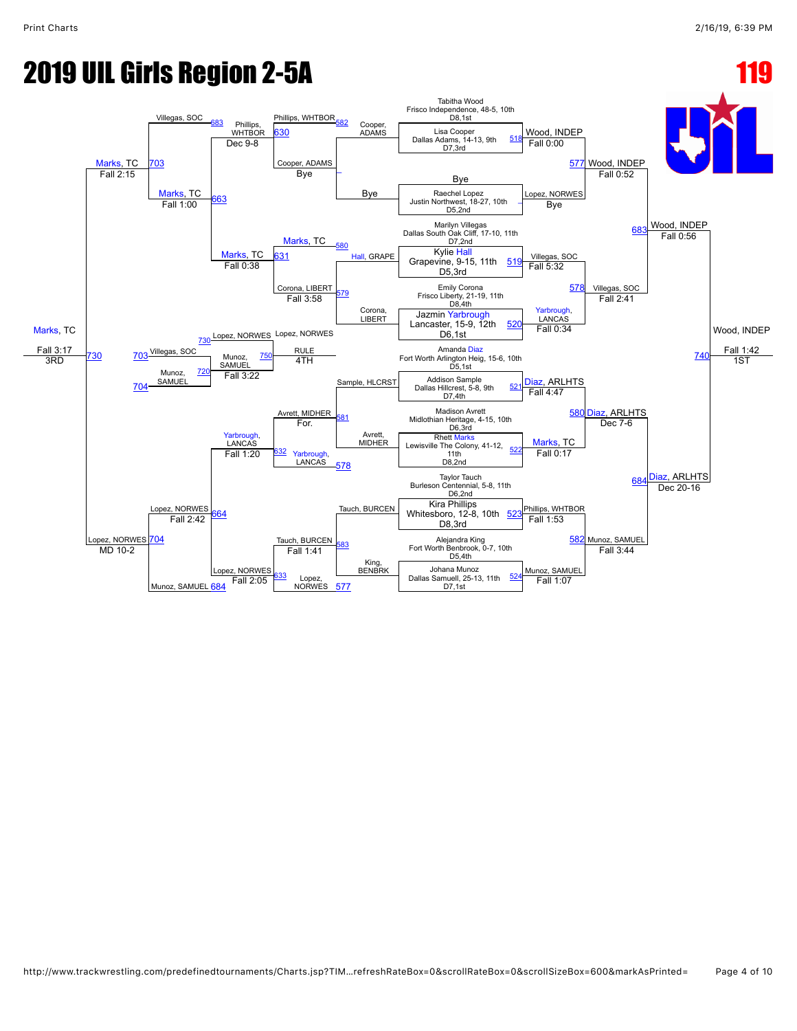# 2019 UIL Girls Region 2-5A

**119**

## Championship Bracket

**First Round**

- Tabitha Wood, Frisco Independence, 48-5, 10th, D8,1st vs. Lisa Cooper, Dallas Adams, 14-13, 9th, D7,3rd (518) — Wood, INDEP, Fall 0:00
- Bye vs. Raechel Lopez, Justin Northwest, 18-27, 10th, D5,2nd — Lopez, NORWES, Bye
- Marilyn Villegas, Dallas South Oak Cliff, 17-10, 11th, D7,2nd vs. Kylie Hall, Grapevine, 9-15, 11th, D5,3rd (519) — Villegas, SOC, Fall 5:32
- Emily Corona, Frisco Liberty, 21-19, 11th, D8,4th vs. Jazmin Yarbrough, Lancaster, 15-9, 12th, D6,1st (520) — Yarbrough, LANCAS, Fall 0:34
- Amanda Diaz, Fort Worth Arlington Heig, 15-6, 10th, D5,1st vs. Addison Sample, Dallas Hillcrest, 5-8, 9th, D7,4th (521) — Diaz, ARLHTS, Fall 4:47
- Madison Avrett, Midlothian Heritage, 4-15, 10th, D6,3rd vs. Rhett Marks, Lewisville The Colony, 41-12, 11th, D8,2nd (522) — Marks, TC, Fall 0:17
- Taylor Tauch, Burleson Centennial, 5-8, 11th, D6,2nd vs. Kira Phillips, Whitesboro, 12-8, 10th, D8,3rd (523) — Phillips, WHTBOR, Fall 1:53
- Alejandra King, Fort Worth Benbrook, 0-7, 10th, D5,4th vs. Johana Munoz, Dallas Samuell, 25-13, 11th, D7,1st (524) — Munoz, SAMUEL, Fall 1:07

**Quarterfinals**

- Wood, INDEP vs. Lopez, NORWES (577) — Wood, INDEP, Fall 0:52
- Villegas, SOC vs. Yarbrough, LANCAS (578) — Villegas, SOC, Fall 2:41
- Diaz, ARLHTS vs. Marks, TC (580) — Diaz, ARLHTS, Dec 7-6
- Phillips, WHTBOR vs. Munoz, SAMUEL (582) — Munoz, SAMUEL, Fall 3:44

**Semifinals**

- Wood, INDEP vs. Villegas, SOC (683) — Wood, INDEP, Fall 0:56
- Diaz, ARLHTS vs. Munoz, SAMUEL (684) — Diaz, ARLHTS, Dec 20-16

**Final**

- Wood, INDEP vs. Diaz, ARLHTS (740) — Wood, INDEP, Fall 1:42 — 1ST

## Consolation Bracket

**Consolation Round 1**

- Cooper, ADAMS vs. Bye — Cooper, ADAMS, Bye
- Hall, GRAPE vs. Corona, LIBERT (579) — Corona, LIBERT, Fall 3:58
- Sample, HLCRST vs. Avrett, MIDHER (581) — Avrett, MIDHER, For.
- Tauch, BURCEN vs. King, BENBRK (583) — Tauch, BURCEN, Fall 1:41

**Consolation Round 2**

- Phillips, WHTBOR vs. Cooper, ADAMS (630) — Phillips, WHTBOR, Dec 9-8
- Marks, TC vs. Corona, LIBERT (631) — Marks, TC, Fall 0:38
- Avrett, MIDHER vs. Yarbrough, LANCAS (632) — Yarbrough, LANCAS, Fall 1:20
- Tauch, BURCEN vs. Lopez, NORWES (633) — Lopez, NORWES, Fall 2:05

**Consolation Round 3**

- Villegas, SOC vs. Phillips, WHTBOR (683) — Marks, TC... (663) Marks, TC, Fall 1:00
- Yarbrough, LANCAS vs. Lopez, NORWES (664) — Lopez, NORWES, Fall 2:42

**Consolation Semifinals**

- Marks, TC (703) — Marks, TC, Fall 2:15
- Lopez, NORWES vs. Munoz, SAMUEL (704) — Lopez, NORWES, MD 10-2

**3rd Place**

- Marks, TC vs. Lopez, NORWES (730) — Marks, TC, Fall 3:17 — 3RD

**5th Place**

- Villegas, SOC (703) vs. Munoz, SAMUEL (704) (720) — Munoz, SAMUEL, Fall 3:22

**4th Place**

- Lopez, NORWES (730) vs. Munoz, SAMUEL (750) — Lopez, NORWES, RULE — 4TH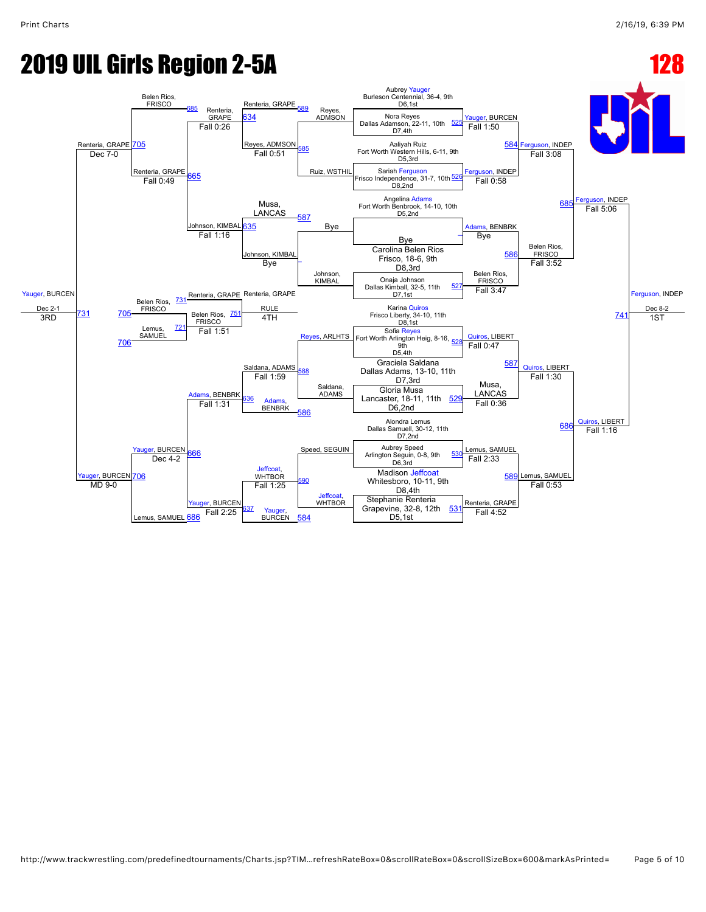# 2019 UIL Girls Region 2-5A

**128**

## Championship Bracket

| Seed/Wrestler | Round 1 | Quarterfinals | Semifinals | Final |
|---|---|---|---|---|
| Aubrey Yauger, Burleson Centennial, 36-4, 9th, D6,1st | | | | |
| Nora Reyes, Dallas Adamson, 22-11, 10th, D7,4th | Yauger, BURCEN Fall 1:50 (525) | | | |
| Aaliyah Ruiz, Fort Worth Western Hills, 6-11, 9th, D5,3rd | | Ferguson, INDEP Fall 3:08 (584) | | |
| Sariah Ferguson, Frisco Independence, 31-7, 10th, D8,2nd | Ferguson, INDEP Fall 0:58 (526) | | | |
| Angelina Adams, Fort Worth Benbrook, 14-10, 10th, D5,2nd | | | Ferguson, INDEP Fall 5:06 (685) | |
| Bye | Adams, BENBRK Bye | | | |
| Carolina Belen Rios, Frisco, 18-6, 9th, D8,3rd | | Belen Rios, FRISCO Fall 3:52 (586) | | |
| Onaja Johnson, Dallas Kimball, 32-5, 11th, D7,1st | Belen Rios, FRISCO Fall 3:47 (527) | | | |
| Karina Quiros, Frisco Liberty, 34-10, 11th, D8,1st | | | | Ferguson, INDEP Dec 8-2 (741) 1ST |
| Sofia Reyes, Fort Worth Arlington Heig, 8-16, 9th, D5,4th | Quiros, LIBERT Fall 0:47 (528) | | | |
| Graciela Saldana, Dallas Adams, 13-10, 11th, D7,3rd | | Quiros, LIBERT Fall 1:30 (587) | | |
| Gloria Musa, Lancaster, 18-11, 11th, D6,2nd | Musa, LANCAS Fall 0:36 (529) | | | |
| Alondra Lemus, Dallas Samuell, 30-12, 11th, D7,2nd | | | Quiros, LIBERT Fall 1:16 (686) | |
| Aubrey Speed, Arlington Seguin, 0-8, 9th, D6,3rd | Lemus, SAMUEL Fall 2:33 (530) | | | |
| Madison Jeffcoat, Whitesboro, 10-11, 9th, D8,4th | | Lemus, SAMUEL Fall 0:53 (589) | | |
| Stephanie Renteria, Grapevine, 32-8, 12th, D5,1st | Renteria, GRAPE Fall 4:52 (531) | | | |

## Consolation Bracket

| Match | Wrestlers | Winner / Result |
|---|---|---|
| 589 | Renteria, GRAPE vs Reyes, ADMSON | |
| 585 | Reyes, ADMSON vs Ruiz, WSTHIL | Reyes, ADMSON Fall 0:51 |
| 634 | Renteria, GRAPE vs Reyes, ADMSON | Renteria, GRAPE Fall 0:26 |
| 685 | Belen Rios, FRISCO vs Renteria, GRAPE | |
| 587 | Musa, LANCAS vs Bye | |
| 586 | Johnson, KIMBAL vs Bye | Johnson, KIMBAL Bye |
| 635 | Musa, LANCAS vs Johnson, KIMBAL | Johnson, KIMBAL Fall 1:16 |
| 665 | Renteria, GRAPE vs Johnson, KIMBAL | Renteria, GRAPE Fall 0:49 |
| 705 | Belen Rios, FRISCO vs Renteria, GRAPE | Renteria, GRAPE Dec 7-0 |
| 588 | Reyes, ARLHTS vs Saldana, ADAMS | Saldana, ADAMS Fall 1:59 |
| 586 | Adams, BENBRK | |
| 636 | Saldana, ADAMS vs Adams, BENBRK | Adams, BENBRK Fall 1:31 |
| 590 | Speed, SEGUIN vs Jeffcoat, WHTBOR | Jeffcoat, WHTBOR Fall 1:25 |
| 584 | Yauger, BURCEN | |
| 637 | Jeffcoat, WHTBOR vs Yauger, BURCEN | Yauger, BURCEN Fall 2:25 |
| 666 | Adams, BENBRK vs Yauger, BURCEN | Yauger, BURCEN Dec 4-2 |
| 706 | Yauger, BURCEN vs Lemus, SAMUEL (686) | Yauger, BURCEN MD 9-0 |
| 731 | Renteria, GRAPE vs Yauger, BURCEN | Yauger, BURCEN Dec 2-1 3RD |

## Placement Matches

| Match | Wrestlers | Winner / Result |
|---|---|---|
| 705 / 706 (731) | Belen Rios, FRISCO vs Lemus, SAMUEL (721) | Belen Rios, FRISCO Fall 1:51 |
| 751 | Renteria, GRAPE vs Belen Rios, FRISCO | Renteria, GRAPE RULE 4TH |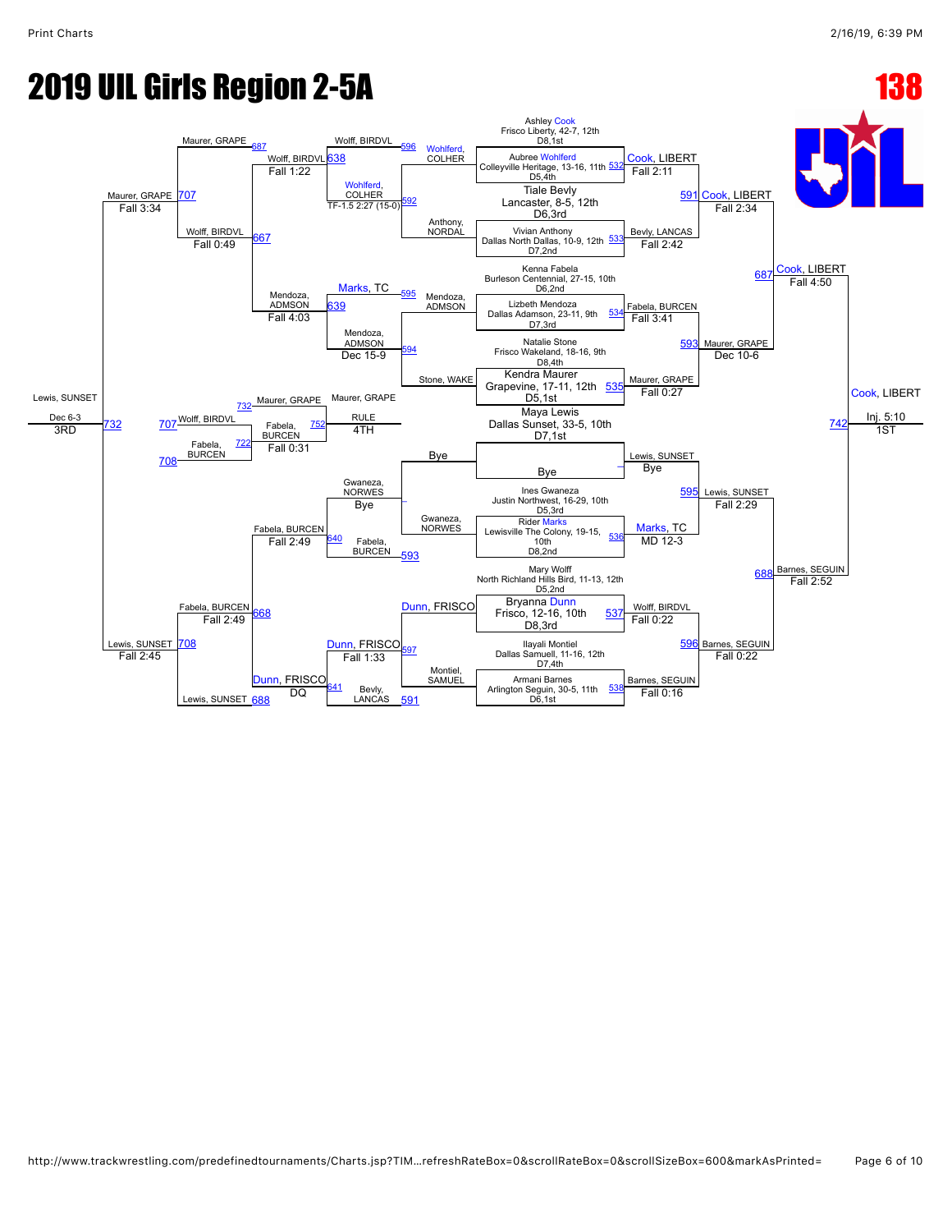# 2019 UIL Girls Region 2-5A

**138**

## Championship Bracket

### First Round

| Bout | Wrestler | Wrestler | Winner | Result |
|---|---|---|---|---|
| 532 | Ashley Cook, Frisco Liberty, 42-7, 12th, D8,1st | Aubree Wohlferd, Colleyville Heritage, 13-16, 11th, D5,4th | Cook, LIBERT | Fall 2:11 |
| 533 | Tiale Bevly, Lancaster, 8-5, 12th, D6,3rd | Vivian Anthony, Dallas North Dallas, 10-9, 12th, D7,2nd | Bevly, LANCAS | Fall 2:42 |
| 534 | Kenna Fabela, Burleson Centennial, 27-15, 10th, D6,2nd | Lizbeth Mendoza, Dallas Adamson, 23-11, 9th, D7,3rd | Fabela, BURCEN | Fall 3:41 |
| 535 | Natalie Stone, Frisco Wakeland, 18-16, 9th, D8,4th | Kendra Maurer, Grapevine, 17-11, 12th, D5,1st | Maurer, GRAPE | Fall 0:27 |
| — | Maya Lewis, Dallas Sunset, 33-5, 10th, D7,1st | Bye | Lewis, SUNSET | Bye |
| 536 | Ines Gwaneza, Justin Northwest, 16-29, 10th, D5,3rd | Rider Marks, Lewisville The Colony, 19-15, 10th, D8,2nd | Marks, TC | MD 12-3 |
| 537 | Mary Wolff, North Richland Hills Bird, 11-13, 12th, D5,2nd | Bryanna Dunn, Frisco, 12-16, 10th, D8,3rd | Wolff, BIRDVL | Fall 0:22 |
| 538 | Ilayali Montiel, Dallas Samuell, 11-16, 12th, D7,4th | Armani Barnes, Arlington Seguin, 30-5, 11th, D6,1st | Barnes, SEGUIN | Fall 0:16 |

### Quarterfinals

| Bout | Wrestler | Wrestler | Winner | Result |
|---|---|---|---|---|
| 591 | Cook, LIBERT | Bevly, LANCAS | Cook, LIBERT | Fall 2:34 |
| 593 | Fabela, BURCEN | Maurer, GRAPE | Maurer, GRAPE | Dec 10-6 |
| 595 | Lewis, SUNSET | Marks, TC | Lewis, SUNSET | Fall 2:29 |
| 596 | Wolff, BIRDVL | Barnes, SEGUIN | Barnes, SEGUIN | Fall 0:22 |

### Semifinals

| Bout | Wrestler | Wrestler | Winner | Result |
|---|---|---|---|---|
| 687 | Cook, LIBERT | Maurer, GRAPE | Cook, LIBERT | Fall 4:50 |
| 688 | Lewis, SUNSET | Barnes, SEGUIN | Barnes, SEGUIN | Fall 2:52 |

### Final

| Bout | Wrestler | Wrestler | Winner | Result | Place |
|---|---|---|---|---|---|
| 742 | Cook, LIBERT | Barnes, SEGUIN | Cook, LIBERT | Inj. 5:10 | 1ST |

## Consolation Bracket

| Bout | Wrestler | Wrestler | Winner | Result |
|---|---|---|---|---|
| 592 | Wohlferd, COLHER | Anthony, NORDAL | Wohlferd, COLHER | TF-1.5 2:27 (15-0) |
| 594 | Mendoza, ADMSON | Stone, WAKE | Mendoza, ADMSON | Dec 15-9 |
| — | Bye | Gwaneza, NORWES | Gwaneza, NORWES | Bye |
| 597 | Dunn, FRISCO | Montiel, SAMUEL | Dunn, FRISCO | Fall 1:33 |
| 638 | Wolff, BIRDVL | Wohlferd, COLHER | Wolff, BIRDVL | Fall 1:22 |
| 639 | Marks, TC | Mendoza, ADMSON | Mendoza, ADMSON | Fall 4:03 |
| 640 | Gwaneza, NORWES | Fabela, BURCEN | Fabela, BURCEN | Fall 2:49 |
| 641 | Dunn, FRISCO | Bevly, LANCAS | Dunn, FRISCO | DQ |
| 667 | Maurer, GRAPE | Wolff, BIRDVL | Wolff, BIRDVL | Fall 0:49 |
| 668 | Mendoza, ADMSON | Fabela, BURCEN | Fabela, BURCEN | Fall 2:49 |
| 688 | Dunn, FRISCO | Lewis, SUNSET | Lewis, SUNSET | — |
| 707 | Maurer, GRAPE | Wolff, BIRDVL | Maurer, GRAPE | Fall 3:34 |
| 708 | Fabela, BURCEN | Lewis, SUNSET | Lewis, SUNSET | Fall 2:45 |
| 732 | Maurer, GRAPE | Lewis, SUNSET | Lewis, SUNSET | Dec 6-3 (3RD) |

### 4th Place

| Bout | Wrestler | Wrestler | Winner | Result | Place |
|---|---|---|---|---|---|
| 722 | Wolff, BIRDVL | Fabela, BURCEN | Fabela, BURCEN | Fall 0:31 | — |
| 752 | Maurer, GRAPE | Fabela, BURCEN | Maurer, GRAPE | RULE | 4TH |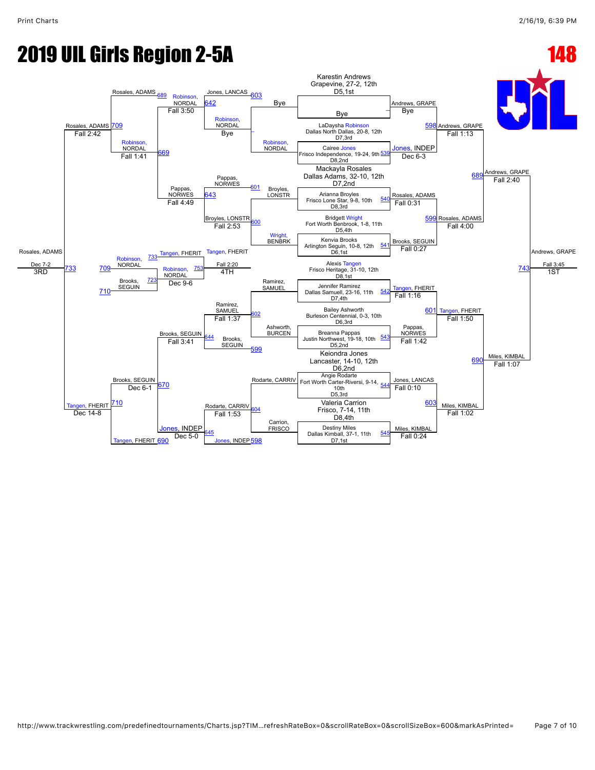# 2019 UIL Girls Region 2-5A

**148**

## Championship Bracket

### First Round (Seeded Entries)

| Match | Wrestler | School / Record | Result |
|---|---|---|---|
| — | Karestin Andrews | Grapevine, 27-2, 12th, D5,1st | Bye |
| | Bye | | |
| 539 | LaDaysha Robinson | Dallas North Dallas, 20-8, 12th, D7,3rd | Jones, INDEP — Dec 6-3 |
| | Cairee Jones | Frisco Independence, 19-24, 9th, D8,2nd | |
| — | Mackayla Rosales | Dallas Adams, 32-10, 12th, D7,2nd | |
| 540 | Arianna Broyles | Frisco Lone Star, 9-8, 10th, D8,3rd | Rosales, ADAMS — Fall 0:31 |
| 541 | Bridgett Wright | Fort Worth Benbrook, 1-8, 11th, D5,4th | Brooks, SEGUIN — Fall 0:27 |
| | Kenvia Brooks | Arlington Seguin, 10-8, 12th, D6,1st | |
| — | Alexis Tangen | Frisco Heritage, 31-10, 12th, D8,1st | |
| 542 | Jennifer Ramirez | Dallas Samuell, 23-16, 11th, D7,4th | Tangen, FHERIT — Fall 1:16 |
| 543 | Bailey Ashworth | Burleson Centennial, 0-3, 10th, D6,3rd | Pappas, NORWES — Fall 1:42 |
| | Breanna Pappas | Justin Northwest, 19-18, 10th, D5,2nd | |
| — | Keiondra Jones | Lancaster, 14-10, 12th, D6,2nd | |
| 544 | Angie Rodarte | Fort Worth Carter-Riversi, 9-14, 10th, D5,3rd | Jones, LANCAS — Fall 0:10 |
| 545 | Valeria Carrion | Frisco, 7-14, 11th, D8,4th | Miles, KIMBAL — Fall 0:24 |
| | Destiny Miles | Dallas Kimball, 37-1, 11th, D7,1st | |

### Quarterfinals

| Match | Winner | Result |
|---|---|---|
| 598 | Andrews, GRAPE (over Jones, INDEP) | Fall 1:13 |
| 599 | Rosales, ADAMS (over Brooks, SEGUIN) | Fall 4:00 |
| 601 | Tangen, FHERIT (over Pappas, NORWES) | Fall 1:50 |
| 603 | Miles, KIMBAL (over Jones, LANCAS) | Fall 1:02 |

### Semifinals

| Match | Winner | Result |
|---|---|---|
| 689 | Andrews, GRAPE (over Rosales, ADAMS) | Fall 2:40 |
| 690 | Miles, KIMBAL (over Tangen, FHERIT) | Fall 1:07 |

### Final

| Match | Winner | Result |
|---|---|---|
| 743 | Andrews, GRAPE (over Miles, KIMBAL) | Fall 3:45 — **1ST** |

## Consolation Bracket

### Consolation Round 1

| Match | Wrestlers | Winner | Result |
|---|---|---|---|
| 642 | Robinson, NORDAL / Bye | Robinson, NORDAL | Bye |
| 643 | Broyles, LONSTR / Wright, BENBRK | Broyles, LONSTR | Fall 2:53 |
| 644 | Ramirez, SAMUEL / Ashworth, BURCEN | Ramirez, SAMUEL | Fall 1:37 |
| 645 | Rodarte, CARRIV / Carrion, FRISCO | Rodarte, CARRIV | Fall 1:53 |

### Consolation Round 2

| Match | Wrestlers | Winner | Result |
|---|---|---|---|
| 669 | Jones, LANCAS (L603) / Robinson, NORDAL | Robinson, NORDAL | Fall 3:50 |
| 670 | Pappas, NORWES (L601) / Broyles, LONSTR | Pappas, NORWES | Fall 4:49 |
| 669 | Brooks, SEGUIN (L599) / Ramirez, SAMUEL | Brooks, SEGUIN | Fall 3:41 |
| 670 | Jones, INDEP (L598) / Rodarte, CARRIV | Jones, INDEP | Dec 5-0 |

### Consolation Round 3

| Match | Wrestlers | Winner | Result |
|---|---|---|---|
| 709 | Rosales, ADAMS (L689) / Robinson, NORDAL | Robinson, NORDAL | Fall 1:41 |
| 710 | Brooks, SEGUIN / Tangen, FHERIT (L690) | Tangen, FHERIT | Dec 14-8 |

Robinson, NORDAL over Pappas, NORWES: Fall 2:42 (709); Brooks, SEGUIN over Jones, INDEP: Dec 6-1 (710)

### Consolation Semifinals

| Match | Winner | Result |
|---|---|---|
| 709 | Rosales, ADAMS | Fall 2:42 |
| 710 | Tangen, FHERIT | Dec 14-8 |

### 3rd Place

| Match | Winner | Result |
|---|---|---|
| 733 | Rosales, ADAMS (over Tangen, FHERIT) | Dec 7-2 — **3RD** |

### 5th Place

| Match | Winner | Result |
|---|---|---|
| 723 | Robinson, NORDAL (over Brooks, SEGUIN) | Dec 9-6 |

### 4th Place

| Match | Winner | Result |
|---|---|---|
| 753 | Tangen, FHERIT (over Robinson, NORDAL) | Fall 2:20 — **4TH** |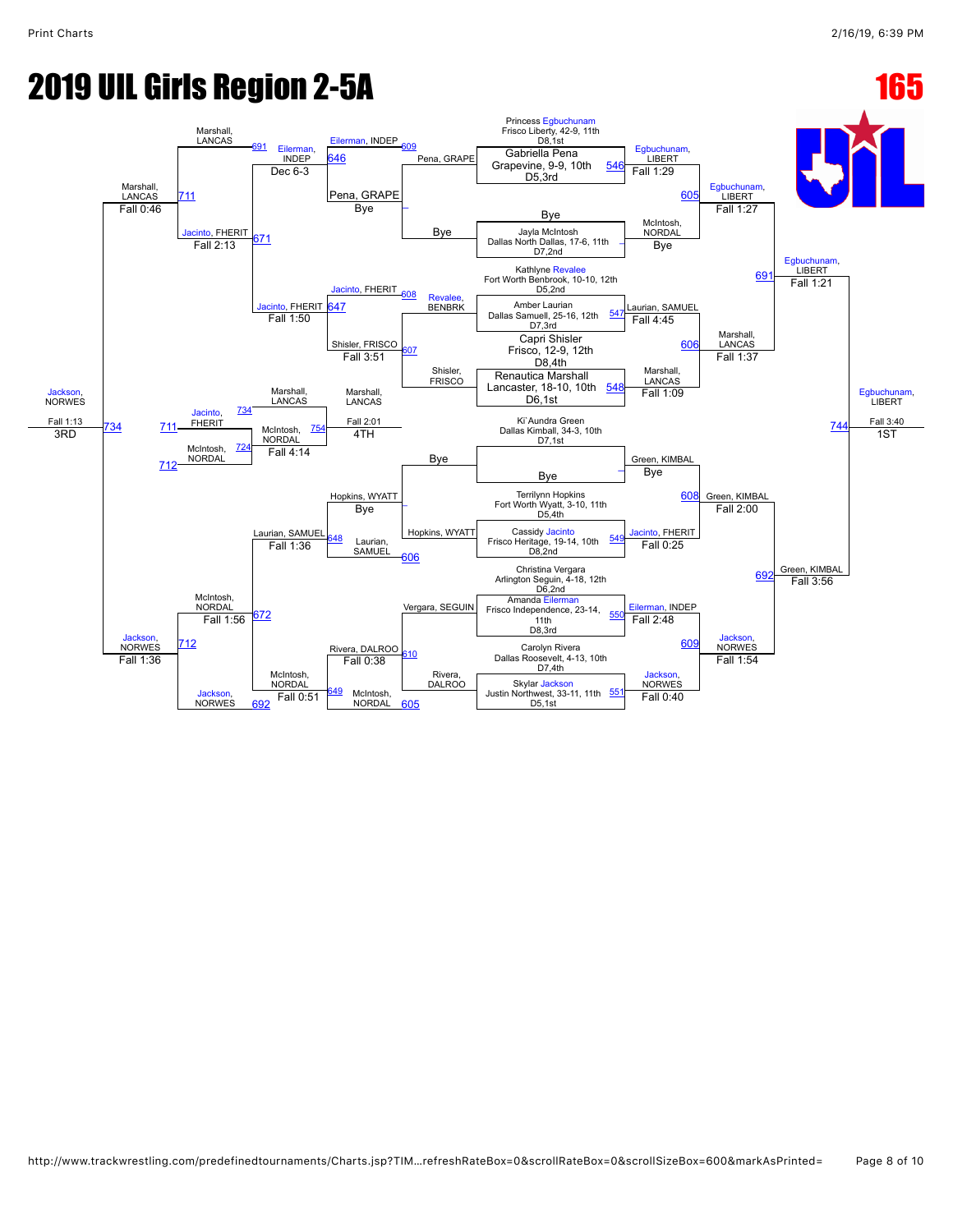# 2019 UIL Girls Region 2-5A

**165**

## Championship Bracket

**First Round**
- Princess Egbuchunam, Frisco Liberty, 42-9, 11th, D8,1st — Bye
- Gabriella Pena, Grapevine, 9-9, 10th, D5,3rd — Bye (546)
- Jayla McIntosh, Dallas North Dallas, 17-6, 11th, D7,2nd — Bye
- Kathlyne Revalee, Fort Worth Benbrook, 10-10, 12th, D5,2nd vs. Amber Laurian, Dallas Samuell, 25-16, 12th, D7,3rd (547) — Laurian, SAMUEL, Fall 4:45
- Capri Shisler, Frisco, 12-9, 12th, D8,4th vs. Renautica Marshall, Lancaster, 18-10, 10th, D6,1st (548) — Marshall, LANCAS, Fall 1:09
- Ki`Aundra Green, Dallas Kimball, 34-3, 10th, D7,1st — Bye
- Terrilynn Hopkins, Fort Worth Wyatt, 3-10, 11th, D5,4th vs. Cassidy Jacinto, Frisco Heritage, 19-14, 10th, D8,2nd (549) — Jacinto, FHERIT, Fall 0:25
- Christina Vergara, Arlington Seguin, 4-18, 12th, D6,2nd vs. Amanda Eilerman, Frisco Independence, 23-14, 11th, D8,3rd (550) — Eilerman, INDEP, Fall 2:48
- Carolyn Rivera, Dallas Roosevelt, 4-13, 10th, D7,4th vs. Skylar Jackson, Justin Northwest, 33-11, 11th, D5,1st (551) — Jackson, NORWES, Fall 0:40

**Quarterfinals**
- (605) Egbuchunam, LIBERT over Pena, GRAPE — Fall 1:29 (Egbuchunam, LIBERT)
- McIntosh, NORDAL — Bye
- (606) Marshall, LANCAS over Laurian, SAMUEL — Fall 1:37
- (608) Green, KIMBAL over Jacinto, FHERIT — Fall 2:00
- (609) Jackson, NORWES over Eilerman, INDEP — Fall 1:54

**Semifinals**
- (691) Egbuchunam, LIBERT over Marshall, LANCAS — Fall 1:21
- (692) Green, KIMBAL over Jackson, NORWES — Fall 3:56

**Final**
- (744) Egbuchunam, LIBERT — Fall 3:40 — **1ST**

## Consolation Bracket

**Consolation Round 1**
- Pena, GRAPE vs. Bye — Pena, GRAPE
- Revalee, BENBRK vs. Shisler, FRISCO (607) — Shisler, FRISCO
- Bye vs. Hopkins, WYATT — Hopkins, WYATT
- Vergara, SEGUIN vs. Rivera, DALROO (605) — Rivera, DALROO

**Consolation Round 2**
- (609) Eilerman, INDEP vs. Pena, GRAPE (646) — Eilerman, INDEP, Dec 6-3
- (608) Jacinto, FHERIT vs. Shisler, FRISCO (647) — Jacinto, FHERIT, Fall 3:51
- Hopkins, WYATT vs. Laurian, SAMUEL (606) (648) — Laurian, SAMUEL, Bye
- (610) Rivera, DALROO vs. McIntosh, NORDAL (649) — McIntosh, NORDAL, Fall 0:38

**Consolation Round 3**
- (691) Marshall, LANCAS vs. Eilerman, INDEP (671) — Jacinto, FHERIT, Fall 1:50 / Marshall, LANCAS
- Jacinto, FHERIT — Fall 2:13
- (692) Jackson, NORWES vs. McIntosh, NORDAL (672) — McIntosh, NORDAL, Fall 0:51
- Laurian, SAMUEL — Fall 1:36

**Consolation Semifinals**
- (711) Marshall, LANCAS vs. Jacinto, FHERIT — Marshall, LANCAS, Fall 0:46
- (712) McIntosh, NORDAL vs. Jackson, NORWES — Jackson, NORWES, Fall 1:56 / Fall 1:36

**3rd Place**
- (734) Jackson, NORWES — Fall 1:13 — **3RD**

**5th Place**
- (734) Jacinto, FHERIT vs. (711) Marshall, LANCAS; McIntosh, NORDAL (724) (712)
- (754) Marshall, LANCAS over McIntosh, NORDAL — Fall 2:01 — **4TH**
- McIntosh, NORDAL — Fall 4:14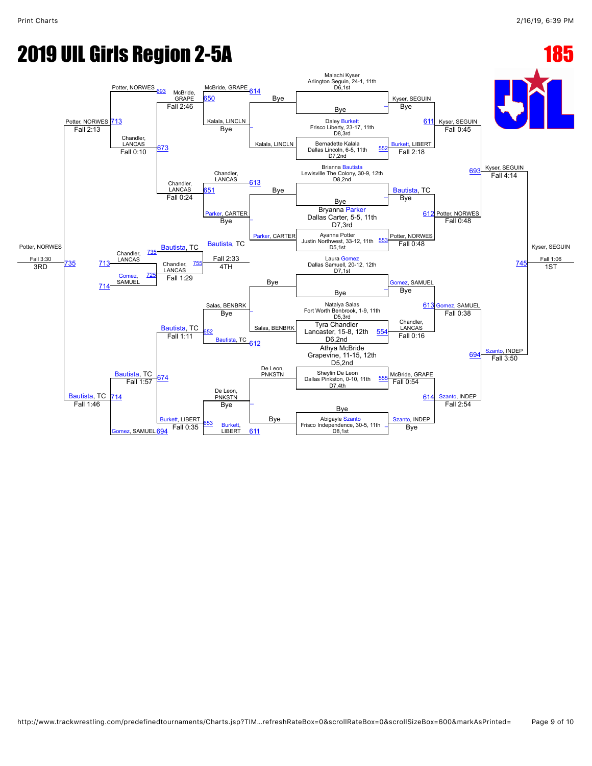# 2019 UIL Girls Region 2-5A

**185**

## Championship Bracket

| Wrestler | School / Record / Grade | Seed |
|---|---|---|
| Malachi Kyser | Arlington Seguin, 24-1, 11th | D6,1st |
| Bye | | |
| Daley Burkett | Frisco Liberty, 23-17, 11th | D8,3rd |
| Bernadette Kalala | Dallas Lincoln, 6-5, 11th | D7,2nd |
| Brianna Bautista | Lewisville The Colony, 30-9, 12th | D8,2nd |
| Bye | | |
| Bryanna Parker | Dallas Carter, 5-5, 11th | D7,3rd |
| Ayanna Potter | Justin Northwest, 33-12, 11th | D5,1st |
| Laura Gomez | Dallas Samuell, 20-12, 12th | D7,1st |
| Bye | | |
| Natalya Salas | Fort Worth Benbrook, 1-9, 11th | D5,3rd |
| Tyra Chandler | Lancaster, 15-8, 12th | D6,2nd |
| Athya McBride | Grapevine, 11-15, 12th | D5,2nd |
| Sheylin De Leon | Dallas Pinkston, 0-10, 11th | D7,4th |
| Bye | | |
| Abigayle Szanto | Frisco Independence, 30-5, 11th | D8,1st |

### Championship Round 1
- Kyser, SEGUIN – Bye
- 552: Burkett, LIBERT – Fall 2:18 (over Kalala)
- Bautista, TC – Bye
- 553: Potter, NORWES – Fall 0:48 (over Parker)
- Gomez, SAMUEL – Bye
- 554: Chandler, LANCAS – Fall 0:16 (over Salas)
- 555: McBride, GRAPE – Fall 0:54 (over De Leon)
- Szanto, INDEP – Bye

### Quarterfinals
- 611: Kyser, SEGUIN – Fall 0:45
- 612: Potter, NORWES – Fall 0:48
- 613: Gomez, SAMUEL – Fall 0:38
- 614: Szanto, INDEP – Fall 2:54

### Semifinals
- 693: Kyser, SEGUIN – Fall 4:14
- 694: Szanto, INDEP – Fall 3:50

### Final
- 745: Kyser, SEGUIN – Fall 1:06 – 1ST

## Consolation Bracket

### Consolation Round 1
- 614: McBride, GRAPE – Bye
- Kalala, LINCLN – Bye
- 613: Chandler, LANCAS – Bye
- Parker, CARTER – Bye
- Salas, BENBRK – Bye
- 612: Bautista, TC
- De Leon, PNKSTN – Bye
- 611: Burkett, LIBERT

### Consolation Round 2
- 650: McBride, GRAPE – Fall 2:46
- 651: Chandler, LANCAS – Fall 0:24
- 652: Bautista, TC – Fall 1:11
- 653: Burkett, LIBERT – Fall 0:35

### Consolation Round 3
- 673: Chandler, LANCAS – Fall 0:10
- 693: Potter, NORWES
- 674: Bautista, TC – Fall 1:57
- 694: Gomez, SAMUEL

### Consolation Semifinals
- 713: Potter, NORWES – Fall 2:13
- 714: Bautista, TC – Fall 1:46

### 3rd Place
- 735: Potter, NORWES – Fall 3:30 – 3RD

### 5th Place
- 713: Chandler, LANCAS
- 714: Gomez, SAMUEL
- 725: Chandler, LANCAS – Fall 1:29
- 735: Bautista, TC
- 755: Bautista, TC – Fall 2:33 – 4TH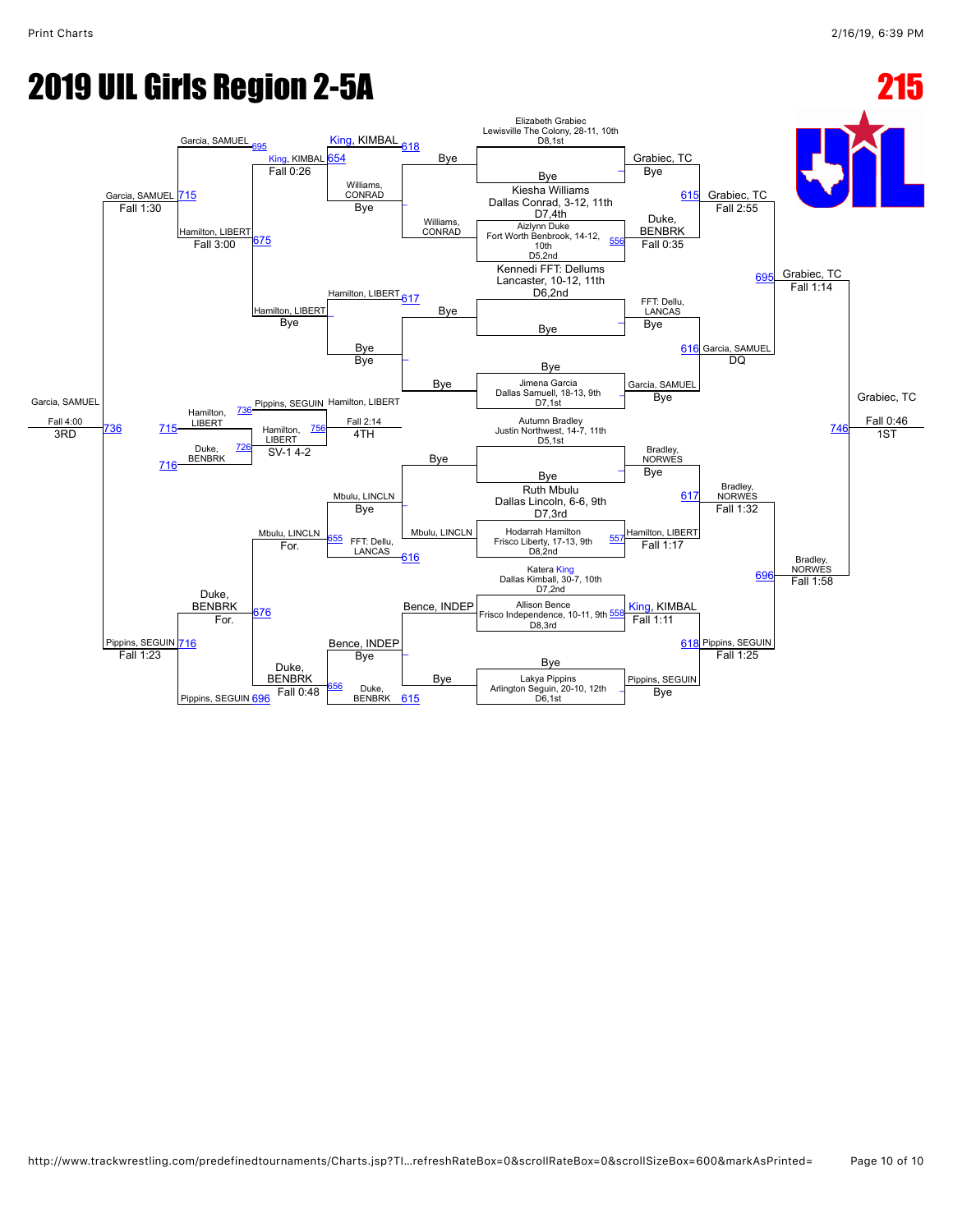# 2019 UIL Girls Region 2-5A

**215**

Elizabeth Grabiec
Lewisville The Colony, 28-11, 10th
D8,1st

Bye

Kiesha Williams
Dallas Conrad, 3-12, 11th
D7,4th

Aizlynn Duke
Fort Worth Benbrook, 14-12, 10th
D5,2nd
556

Kennedi FFT: Dellums
Lancaster, 10-12, 11th
D6,2nd

Bye

Bye

Jimena Garcia
Dallas Samuell, 18-13, 9th
D7,1st

Autumn Bradley
Justin Northwest, 14-7, 11th
D5,1st

Bye

Ruth Mbulu
Dallas Lincoln, 6-6, 9th
D7,3rd

Hodarrah Hamilton
Frisco Liberty, 17-13, 9th
D8,2nd
557

Katera King
Dallas Kimball, 30-7, 10th
D7,2nd

Allison Bence
Frisco Independence, 10-11, 9th
D8,3rd
558

Bye

Lakya Pippins
Arlington Seguin, 20-10, 12th
D6,1st

Championship bracket:

Bye
Grabiec, TC
Bye
615 Grabiec, TC
Fall 2:55

Williams, CONRAD
Duke, BENBRK
Fall 0:35

695 Grabiec, TC
Fall 1:14

Bye
FFT: Dellu, LANCAS
Bye

Bye
616 Garcia, SAMUEL
DQ

Bye
Garcia, SAMUEL
Bye

Grabiec, TC
Fall 0:46
746
1ST

Bye
Bradley, NORWES
Bye
617 Bradley, NORWES
Fall 1:32

Mbulu, LINCLN
Hamilton, LIBERT
Fall 1:17

696 Bradley, NORWES
Fall 1:58

Bence, INDEP
King, KIMBAL
Fall 1:11
618 Pippins, SEGUIN
Fall 1:25

Bye
Pippins, SEGUIN
Bye

Consolation bracket:

King, KIMBAL 618
Williams, CONRAD
Bye
King, KIMBAL 654
Fall 0:26

Hamilton, LIBERT 617
Bye
Bye
Hamilton, LIBERT
Bye

Garcia, SAMUEL 695
Hamilton, LIBERT
Fall 3:00 675

Garcia, SAMUEL 715
Fall 1:30

Mbulu, LINCLN
Bye
FFT: Dellu, LANCAS 616
Mbulu, LINCLN 655
For.

Bence, INDEP
Bye
Duke, BENBRK 615
Duke, BENBRK 656
Fall 0:48

Duke, BENBRK
For. 676
Pippins, SEGUIN 696

Pippins, SEGUIN 716
Fall 1:23

Garcia, SAMUEL
Fall 4:00 736
3RD

Pippins, SEGUIN 736
Hamilton, LIBERT 715
Duke, BENBRK 726
716

Hamilton, LIBERT 756
SV-1 4-2

Hamilton, LIBERT
Fall 2:14
4TH